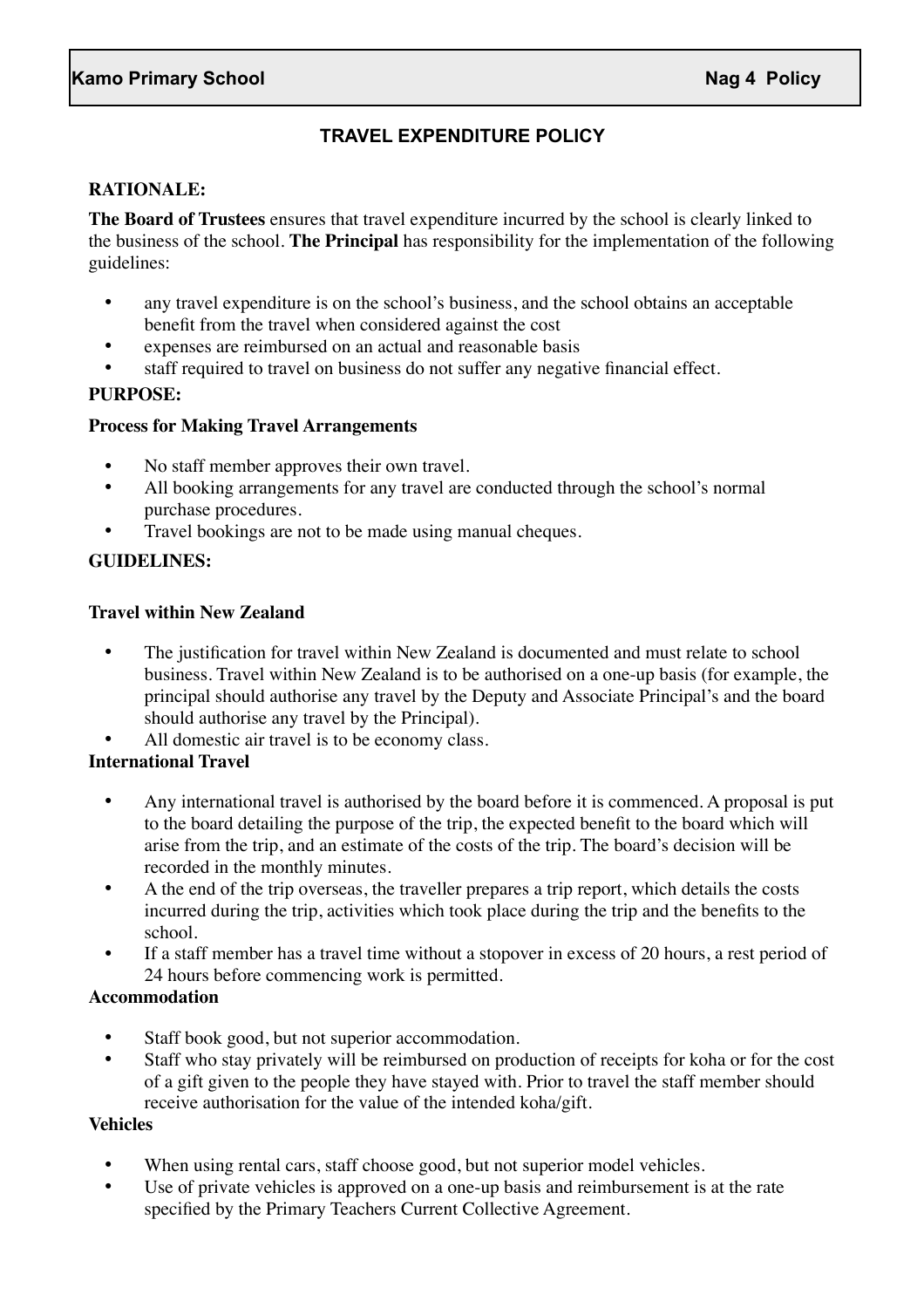**Kamo Primary School** **Nag 4 Policy**

# TRAVEL EXPENDITURE POLICY

## RATIONALE:

**The Board of Trustees** ensures that travel expenditure incurred by the school is clearly linked to the business of the school. **The Principal** has responsibility for the implementation of the following guidelines:

- any travel expenditure is on the school's business, and the school obtains an acceptable benefit from the travel when considered against the cost
- expenses are reimbursed on an actual and reasonable basis
- staff required to travel on business do not suffer any negative financial effect.

## PURPOSE:

### Process for Making Travel Arrangements

- No staff member approves their own travel.
- All booking arrangements for any travel are conducted through the school's normal purchase procedures.
- Travel bookings are not to be made using manual cheques.

## GUIDELINES:

### Travel within New Zealand

- The justification for travel within New Zealand is documented and must relate to school business. Travel within New Zealand is to be authorised on a one-up basis (for example, the principal should authorise any travel by the Deputy and Associate Principal's and the board should authorise any travel by the Principal).
- All domestic air travel is to be economy class.

### International Travel

- Any international travel is authorised by the board before it is commenced. A proposal is put to the board detailing the purpose of the trip, the expected benefit to the board which will arise from the trip, and an estimate of the costs of the trip. The board's decision will be recorded in the monthly minutes.
- A the end of the trip overseas, the traveller prepares a trip report, which details the costs incurred during the trip, activities which took place during the trip and the benefits to the school.
- If a staff member has a travel time without a stopover in excess of 20 hours, a rest period of 24 hours before commencing work is permitted.

### Accommodation

- Staff book good, but not superior accommodation.
- Staff who stay privately will be reimbursed on production of receipts for koha or for the cost of a gift given to the people they have stayed with. Prior to travel the staff member should receive authorisation for the value of the intended koha/gift.

### Vehicles

- When using rental cars, staff choose good, but not superior model vehicles.
- Use of private vehicles is approved on a one-up basis and reimbursement is at the rate specified by the Primary Teachers Current Collective Agreement.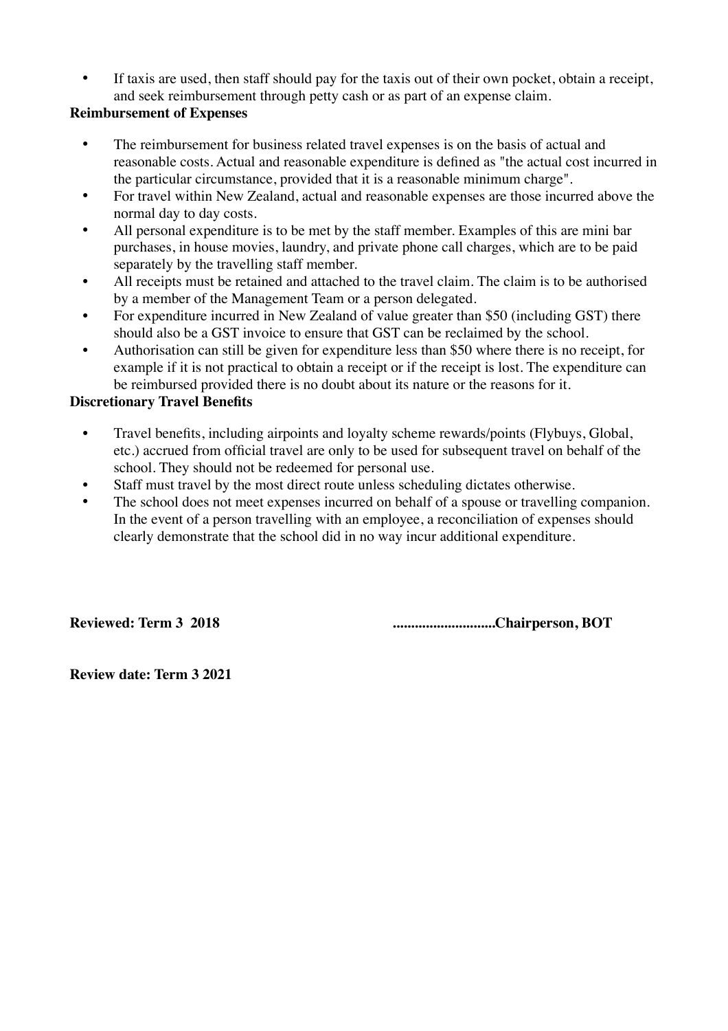- If taxis are used, then staff should pay for the taxis out of their own pocket, obtain a receipt, and seek reimbursement through petty cash or as part of an expense claim.

**Reimbursement of Expenses**

- The reimbursement for business related travel expenses is on the basis of actual and reasonable costs. Actual and reasonable expenditure is defined as "the actual cost incurred in the particular circumstance, provided that it is a reasonable minimum charge".
- For travel within New Zealand, actual and reasonable expenses are those incurred above the normal day to day costs.
- All personal expenditure is to be met by the staff member. Examples of this are mini bar purchases, in house movies, laundry, and private phone call charges, which are to be paid separately by the travelling staff member.
- All receipts must be retained and attached to the travel claim. The claim is to be authorised by a member of the Management Team or a person delegated.
- For expenditure incurred in New Zealand of value greater than $50 (including GST) there should also be a GST invoice to ensure that GST can be reclaimed by the school.
- Authorisation can still be given for expenditure less than $50 where there is no receipt, for example if it is not practical to obtain a receipt or if the receipt is lost. The expenditure can be reimbursed provided there is no doubt about its nature or the reasons for it.

**Discretionary Travel Benefits**

- Travel benefits, including airpoints and loyalty scheme rewards/points (Flybuys, Global, etc.) accrued from official travel are only to be used for subsequent travel on behalf of the school. They should not be redeemed for personal use.
- Staff must travel by the most direct route unless scheduling dictates otherwise.
- The school does not meet expenses incurred on behalf of a spouse or travelling companion. In the event of a person travelling with an employee, a reconciliation of expenses should clearly demonstrate that the school did in no way incur additional expenditure.

**Reviewed: Term 3 2018** **............................Chairperson, BOT**

**Review date: Term 3 2021**